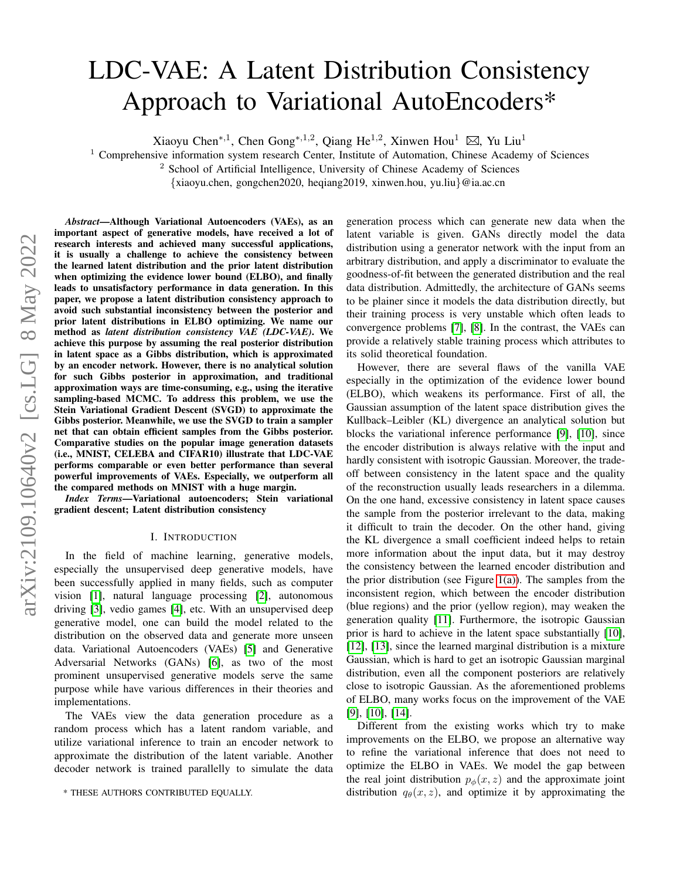# LDC-VAE: A Latent Distribution Consistency Approach to Variational AutoEncoders*

Xiaoyu Chen*[,1], Chen Gong*[,1,2], Qiang He[1,2], Xinwen Hou[1] ✉, Yu Liu[1]

[1] Comprehensive information system research Center, Institute of Automation, Chinese Academy of Sciences

[2] School of Artificial Intelligence, University of Chinese Academy of Sciences

{xiaoyu.chen, gongchen2020, heqiang2019, xinwen.hou, yu.liu}@ia.ac.cn

***Abstract*—Although Variational Autoencoders (VAEs), as an important aspect of generative models, have received a lot of research interests and achieved many successful applications, it is usually a challenge to achieve the consistency between the learned latent distribution and the prior latent distribution when optimizing the evidence lower bound (ELBO), and finally leads to unsatisfactory performance in data generation. In this paper, we propose a latent distribution consistency approach to avoid such substantial inconsistency between the posterior and prior latent distributions in ELBO optimizing. We name our method as *latent distribution consistency VAE (LDC-VAE)*. We achieve this purpose by assuming the real posterior distribution in latent space as a Gibbs distribution, which is approximated by an encoder network. However, there is no analytical solution for such Gibbs posterior in approximation, and traditional approximation ways are time-consuming, e.g., using the iterative sampling-based MCMC. To address this problem, we use the Stein Variational Gradient Descent (SVGD) to approximate the Gibbs posterior. Meanwhile, we use the SVGD to train a sampler net that can obtain efficient samples from the Gibbs posterior. Comparative studies on the popular image generation datasets (i.e., MNIST, CELEBA and CIFAR10) illustrate that LDC-VAE performs comparable or even better performance than several powerful improvements of VAEs. Especially, we outperform all the compared methods on MNIST with a huge margin.**

***Index Terms*—Variational autoencoders; Stein variational gradient descent; Latent distribution consistency**

## I. Introduction

In the field of machine learning, generative models, especially the unsupervised deep generative models, have been successfully applied in many fields, such as computer vision [1], natural language processing [2], autonomous driving [3], vedio games [4], etc. With an unsupervised deep generative model, one can build the model related to the distribution on the observed data and generate more unseen data. Variational Autoencoders (VAEs) [5] and Generative Adversarial Networks (GANs) [6], as two of the most prominent unsupervised generative models serve the same purpose while have various differences in their theories and implementations.

The VAEs view the data generation procedure as a random process which has a latent random variable, and utilize variational inference to train an encoder network to approximate the distribution of the latent variable. Another decoder network is trained parallelly to simulate the data generation process which can generate new data when the latent variable is given. GANs directly model the data distribution using a generator network with the input from an arbitrary distribution, and apply a discriminator to evaluate the goodness-of-fit between the generated distribution and the real data distribution. Admittedly, the architecture of GANs seems to be plainer since it models the data distribution directly, but their training process is very unstable which often leads to convergence problems [7], [8]. In the contrast, the VAEs can provide a relatively stable training process which attributes to its solid theoretical foundation.

However, there are several flaws of the vanilla VAE especially in the optimization of the evidence lower bound (ELBO), which weakens its performance. First of all, the Gaussian assumption of the latent space distribution gives the Kullback–Leibler (KL) divergence an analytical solution but blocks the variational inference performance [9], [10], since the encoder distribution is always relative with the input and hardly consistent with isotropic Gaussian. Moreover, the trade-off between consistency in the latent space and the quality of the reconstruction usually leads researchers in a dilemma. On the one hand, excessive consistency in latent space causes the sample from the posterior irrelevant to the data, making it difficult to train the decoder. On the other hand, giving the KL divergence a small coefficient indeed helps to retain more information about the input data, but it may destroy the consistency between the learned encoder distribution and the prior distribution (see Figure 1(a)). The samples from the inconsistent region, which between the encoder distribution (blue regions) and the prior (yellow region), may weaken the generation quality [11]. Furthermore, the isotropic Gaussian prior is hard to achieve in the latent space substantially [10], [12], [13], since the learned marginal distribution is a mixture Gaussian, which is hard to get an isotropic Gaussian marginal distribution, even all the component posteriors are relatively close to isotropic Gaussian. As the aforementioned problems of ELBO, many works focus on the improvement of the VAE [9], [10], [14].

Different from the existing works which try to make improvements on the ELBO, we propose an alternative way to refine the variational inference that does not need to optimize the ELBO in VAEs. We model the gap between the real joint distribution $p_\phi(x, z)$ and the approximate joint distribution $q_\theta(x, z)$, and optimize it by approximating the

* THESE AUTHORS CONTRIBUTED EQUALLY.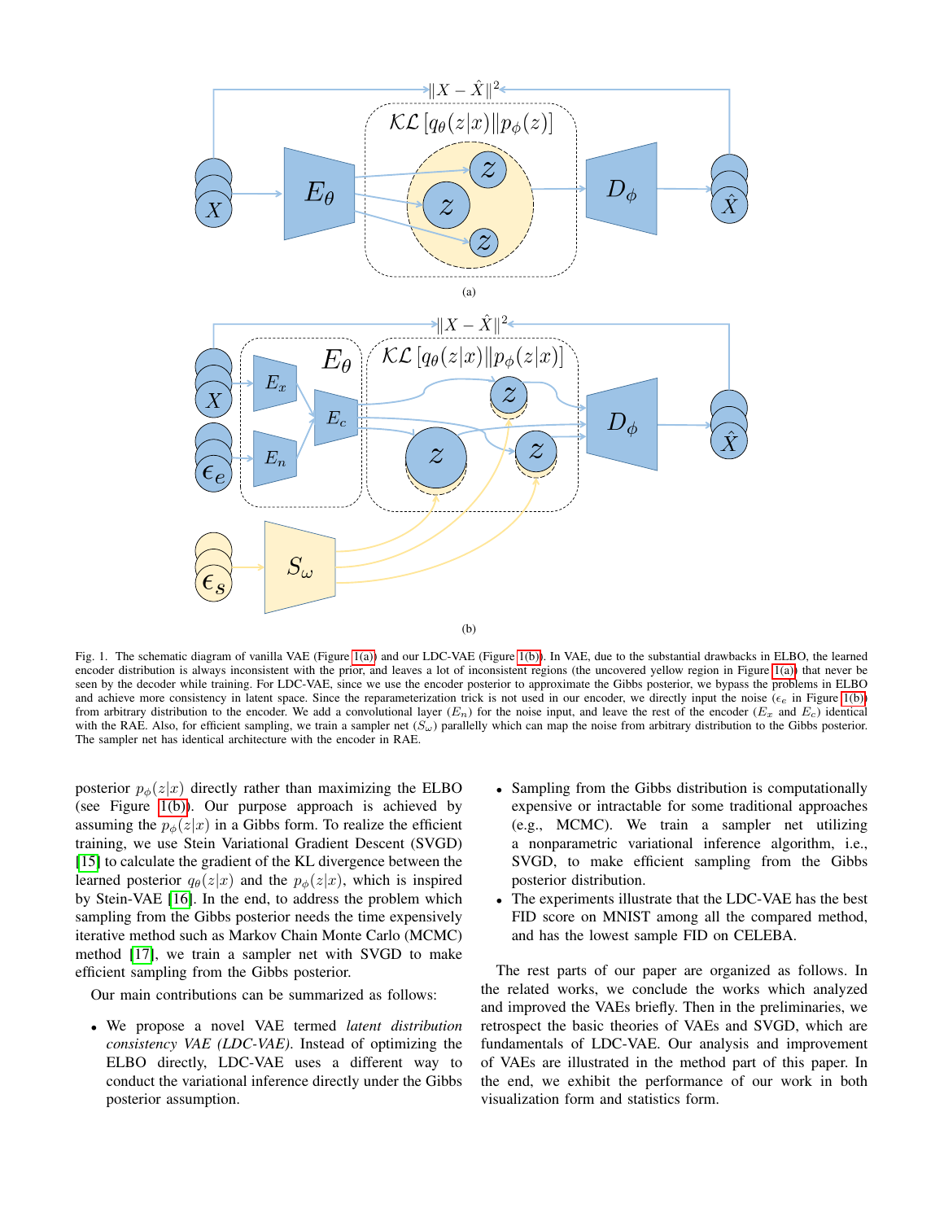Fig. 1. The schematic diagram of vanilla VAE (Figure 1(a)) and our LDC-VAE (Figure 1(b)). In VAE, due to the substantial drawbacks in ELBO, the learned encoder distribution is always inconsistent with the prior, and leaves a lot of inconsistent regions (the uncovered yellow region in Figure 1(a)) that never be seen by the decoder while training. For LDC-VAE, since we use the encoder posterior to approximate the Gibbs posterior, we bypass the problems in ELBO and achieve more consistency in latent space. Since the reparameterization trick is not used in our encoder, we directly input the noise ($\epsilon_e$ in Figure 1(b)) from arbitrary distribution to the encoder. We add a convolutional layer ($E_n$) for the noise input, and leave the rest of the encoder ($E_x$ and $E_c$) identical with the RAE. Also, for efficient sampling, we train a sampler net ($S_\omega$) parallelly which can map the noise from arbitrary distribution to the Gibbs posterior. The sampler net has identical architecture with the encoder in RAE.

posterior $p_\phi(z|x)$ directly rather than maximizing the ELBO (see Figure 1(b)). Our purpose approach is achieved by assuming the $p_\phi(z|x)$ in a Gibbs form. To realize the efficient training, we use Stein Variational Gradient Descent (SVGD) [15] to calculate the gradient of the KL divergence between the learned posterior $q_\theta(z|x)$ and the $p_\phi(z|x)$, which is inspired by Stein-VAE [16]. In the end, to address the problem which sampling from the Gibbs posterior needs the time expensively iterative method such as Markov Chain Monte Carlo (MCMC) method [17], we train a sampler net with SVGD to make efficient sampling from the Gibbs posterior.

Our main contributions can be summarized as follows:

- We propose a novel VAE termed *latent distribution consistency VAE (LDC-VAE)*. Instead of optimizing the ELBO directly, LDC-VAE uses a different way to conduct the variational inference directly under the Gibbs posterior assumption.
- Sampling from the Gibbs distribution is computationally expensive or intractable for some traditional approaches (e.g., MCMC). We train a sampler net utilizing a nonparametric variational inference algorithm, i.e., SVGD, to make efficient sampling from the Gibbs posterior distribution.
- The experiments illustrate that the LDC-VAE has the best FID score on MNIST among all the compared method, and has the lowest sample FID on CELEBA.

The rest parts of our paper are organized as follows. In the related works, we conclude the works which analyzed and improved the VAEs briefly. Then in the preliminaries, we retrospect the basic theories of VAEs and SVGD, which are fundamentals of LDC-VAE. Our analysis and improvement of VAEs are illustrated in the method part of this paper. In the end, we exhibit the performance of our work in both visualization form and statistics form.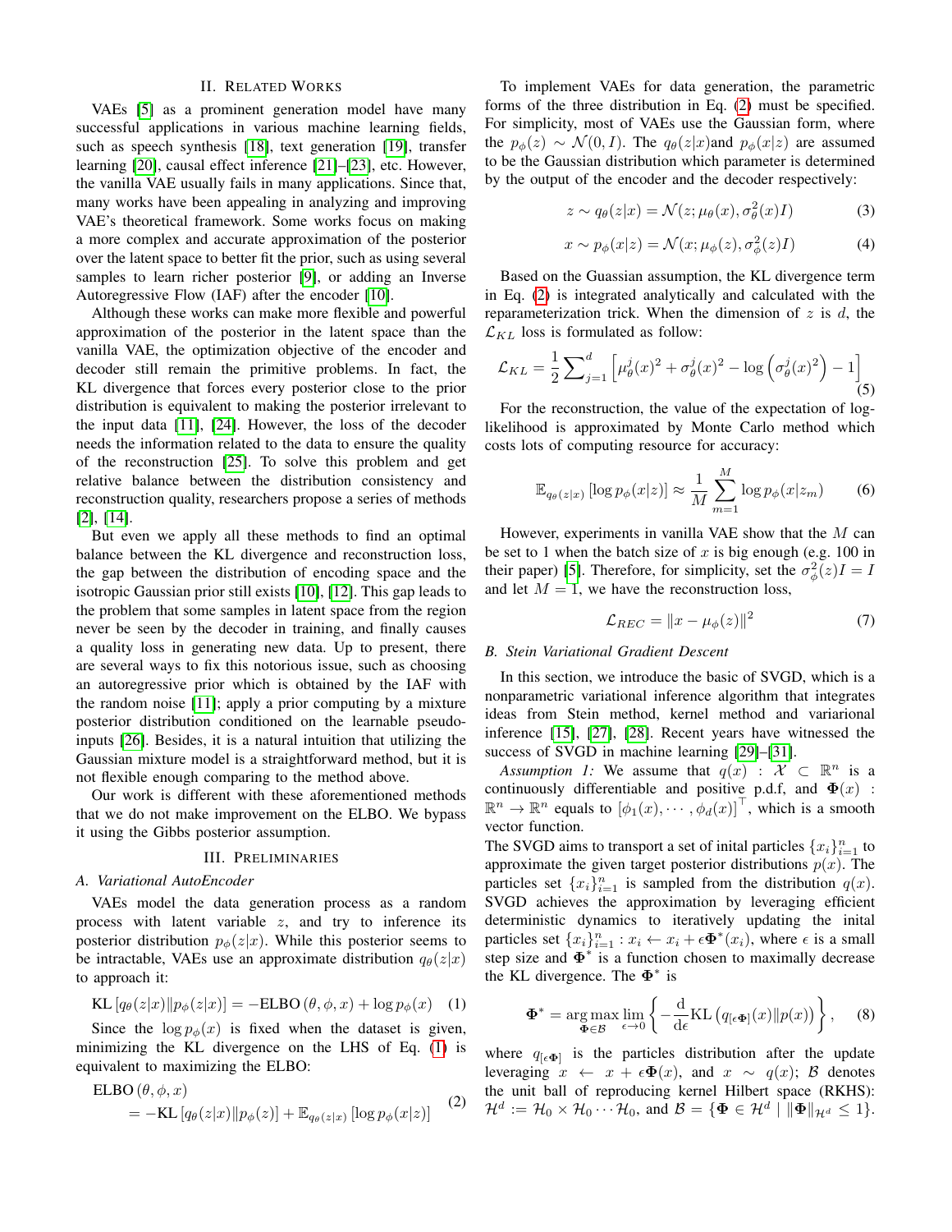## II. Related Works

VAEs [5] as a prominent generation model have many successful applications in various machine learning fields, such as speech synthesis [18], text generation [19], transfer learning [20], causal effect inference [21]–[23], etc. However, the vanilla VAE usually fails in many applications. Since that, many works have been appealing in analyzing and improving VAE's theoretical framework. Some works focus on making a more complex and accurate approximation of the posterior over the latent space to better fit the prior, such as using several samples to learn richer posterior [9], or adding an Inverse Autoregressive Flow (IAF) after the encoder [10].

Although these works can make more flexible and powerful approximation of the posterior in the latent space than the vanilla VAE, the optimization objective of the encoder and decoder still remain the primitive problems. In fact, the KL divergence that forces every posterior close to the prior distribution is equivalent to making the posterior irrelevant to the input data [11], [24]. However, the loss of the decoder needs the information related to the data to ensure the quality of the reconstruction [25]. To solve this problem and get relative balance between the distribution consistency and reconstruction quality, researchers propose a series of methods [2], [14].

But even we apply all these methods to find an optimal balance between the KL divergence and reconstruction loss, the gap between the distribution of encoding space and the isotropic Gaussian prior still exists [10], [12]. This gap leads to the problem that some samples in latent space from the region never be seen by the decoder in training, and finally causes a quality loss in generating new data. Up to present, there are several ways to fix this notorious issue, such as choosing an autoregressive prior which is obtained by the IAF with the random noise [11]; apply a prior computing by a mixture posterior distribution conditioned on the learnable pseudo-inputs [26]. Besides, it is a natural intuition that utilizing the Gaussian mixture model is a straightforward method, but it is not flexible enough comparing to the method above.

Our work is different with these aforementioned methods that we do not make improvement on the ELBO. We bypass it using the Gibbs posterior assumption.

## III. Preliminaries

### A. Variational AutoEncoder

VAEs model the data generation process as a random process with latent variable $z$, and try to inference its posterior distribution $p_\phi(z|x)$. While this posterior seems to be intractable, VAEs use an approximate distribution $q_\theta(z|x)$ to approach it:

$$\mathrm{KL}\left[q_\theta(z|x) \| p_\phi(z|x)\right] = -\mathrm{ELBO}\left(\theta, \phi, x\right) + \log p_\phi(x) \quad (1)$$

Since the $\log p_\phi(x)$ is fixed when the dataset is given, minimizing the KL divergence on the LHS of Eq. (1) is equivalent to maximizing the ELBO:

$$\begin{aligned} &\mathrm{ELBO}\left(\theta, \phi, x\right) \\ &\quad = -\mathrm{KL}\left[q_\theta(z|x) \| p_\phi(z)\right] + \mathbb{E}_{q_\theta(z|x)}\left[\log p_\phi(x|z)\right] \end{aligned} \quad (2)$$

To implement VAEs for data generation, the parametric forms of the three distribution in Eq. (2) must be specified. For simplicity, most of VAEs use the Gaussian form, where the $p_\phi(z) \sim \mathcal{N}(0, I)$. The $q_\theta(z|x)$and $p_\phi(x|z)$ are assumed to be the Gaussian distribution which parameter is determined by the output of the encoder and the decoder respectively:

$$z \sim q_\theta(z|x) = \mathcal{N}(z; \mu_\theta(x), \sigma_\theta^2(x)I) \quad (3)$$

$$x \sim p_\phi(x|z) = \mathcal{N}(x; \mu_\phi(z), \sigma_\phi^2(z)I) \quad (4)$$

Based on the Guassian assumption, the KL divergence term in Eq. (2) is integrated analytically and calculated with the reparameterization trick. When the dimension of $z$ is $d$, the $\mathcal{L}_{KL}$ loss is formulated as follow:

$$\mathcal{L}_{KL} = \frac{1}{2}\sum_{j=1}^{d}\left[\mu_\theta^j(x)^2 + \sigma_\theta^j(x)^2 - \log\left(\sigma_\theta^j(x)^2\right) - 1\right] \quad (5)$$

For the reconstruction, the value of the expectation of log-likelihood is approximated by Monte Carlo method which costs lots of computing resource for accuracy:

$$\mathbb{E}_{q_\theta(z|x)}\left[\log p_\phi(x|z)\right] \approx \frac{1}{M}\sum_{m=1}^{M}\log p_\phi(x|z_m) \quad (6)$$

However, experiments in vanilla VAE show that the $M$ can be set to 1 when the batch size of $x$ is big enough (e.g. 100 in their paper) [5]. Therefore, for simplicity, set the $\sigma_\phi^2(z)I = I$ and let $M = 1$, we have the reconstruction loss,

$$\mathcal{L}_{REC} = \|x - \mu_\phi(z)\|^2 \quad (7)$$

### B. Stein Variational Gradient Descent

In this section, we introduce the basic of SVGD, which is a nonparametric variational inference algorithm that integrates ideas from Stein method, kernel method and variarional inference [15], [27], [28]. Recent years have witnessed the success of SVGD in machine learning [29]–[31].

*Assumption 1:* We assume that $q(x) : \mathcal{X} \subset \mathbb{R}^n$ is a continuously differentiable and positive p.d.f, and $\mathbf{\Phi}(x) : \mathbb{R}^n \to \mathbb{R}^n$ equals to $\left[\phi_1(x), \cdots, \phi_d(x)\right]^\top$, which is a smooth vector function.

The SVGD aims to transport a set of inital particles $\{x_i\}_{i=1}^n$ to approximate the given target posterior distributions $p(x)$. The particles set $\{x_i\}_{i=1}^n$ is sampled from the distribution $q(x)$. SVGD achieves the approximation by leveraging efficient deterministic dynamics to iteratively updating the inital particles set $\{x_i\}_{i=1}^n : x_i \leftarrow x_i + \epsilon\mathbf{\Phi}^*(x_i)$, where $\epsilon$ is a small step size and $\mathbf{\Phi}^*$ is a function chosen to maximally decrease the KL divergence. The $\mathbf{\Phi}^*$ is

$$\mathbf{\Phi}^* = \underset{\mathbf{\Phi} \in \mathcal{B}}{\arg\max} \lim_{\epsilon \to 0}\left\{-\frac{\mathrm{d}}{\mathrm{d}\epsilon}\mathrm{KL}\left(q_{[\epsilon\mathbf{\Phi}]}(x) \| p(x)\right)\right\}, \quad (8)$$

where $q_{[\epsilon\mathbf{\Phi}]}$ is the particles distribution after the update leveraging $x \leftarrow x + \epsilon\mathbf{\Phi}(x)$, and $x \sim q(x)$; $\mathcal{B}$ denotes the unit ball of reproducing kernel Hilbert space (RKHS): $\mathcal{H}^d := \mathcal{H}_0 \times \mathcal{H}_0 \cdots \mathcal{H}_0$, and $\mathcal{B} = \{\mathbf{\Phi} \in \mathcal{H}^d \mid \|\mathbf{\Phi}\|_{\mathcal{H}^d} \leq 1\}$.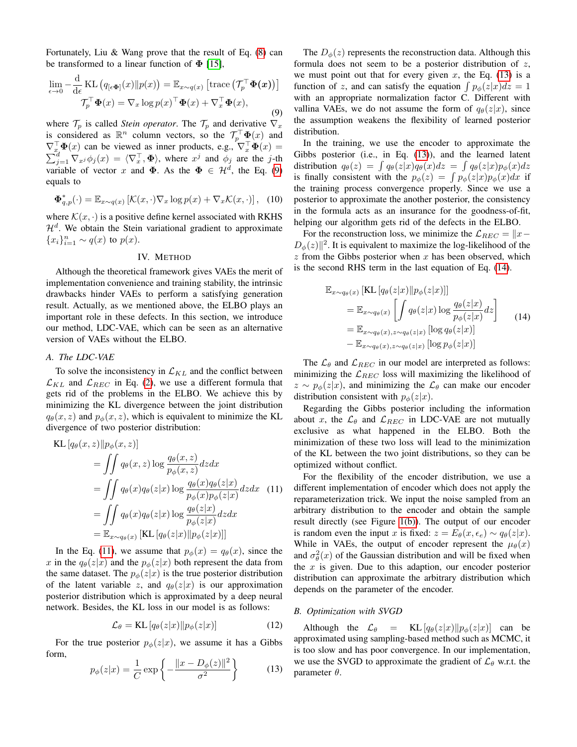Fortunately, Liu & Wang prove that the result of Eq. (8) can be transformed to a linear function of $\mathbf{\Phi}$ [15],

$$\lim_{\epsilon\to 0} -\frac{\mathrm{d}}{\mathrm{d}\epsilon}\,\mathrm{KL}\left(q_{[\epsilon\mathbf{\Phi}]}(x)\|p(x)\right) = \mathbb{E}_{x\sim q(x)}\left[\mathrm{trace}\left(\mathcal{T}_p^\top \mathbf{\Phi}(\boldsymbol{x})\right)\right]$$
$$\mathcal{T}_p^\top \mathbf{\Phi}(x) = \nabla_x \log p(x)^\top \mathbf{\Phi}(x) + \nabla_x^\top \mathbf{\Phi}(x), \tag{9}$$

where $\mathcal{T}_p$ is called *Stein operator*. The $\mathcal{T}_p$ and derivative $\nabla_x$ is considered as $\mathbb{R}^n$ column vectors, so the $\mathcal{T}_p^\top \mathbf{\Phi}(x)$ and $\nabla_x^\top \mathbf{\Phi}(x)$ can be viewed as inner products, e.g., $\nabla_x^\top \mathbf{\Phi}(x) = \sum_{j=1}^d \nabla_{x^j}\phi_j(x) = \langle \nabla_x^\top, \mathbf{\Phi}\rangle$, where $x^j$ and $\phi_j$ are the $j$-th variable of vector $x$ and $\mathbf{\Phi}$. As the $\mathbf{\Phi} \in \mathcal{H}^d$, the Eq. (9) equals to

$$\mathbf{\Phi}^*_{q,p}(\cdot) = \mathbb{E}_{x\sim q(x)}\left[\mathcal{K}(x,\cdot)\nabla_x \log p(x) + \nabla_x \mathcal{K}(x,\cdot)\right], \tag{10}$$

where $\mathcal{K}(x,\cdot)$ is a positive define kernel associated with RKHS $\mathcal{H}^d$. We obtain the Stein variational gradient to approximate $\{x_i\}_{i=1}^n \sim q(x)$ to $p(x)$.

## IV. Method

Although the theoretical framework gives VAEs the merit of implementation convenience and training stability, the intrinsic drawbacks hinder VAEs to perform a satisfying generation result. Actually, as we mentioned above, the ELBO plays an important role in these defects. In this section, we introduce our method, LDC-VAE, which can be seen as an alternative version of VAEs without the ELBO.

### A. The LDC-VAE

To solve the inconsistency in $\mathcal{L}_{KL}$ and the conflict between $\mathcal{L}_{KL}$ and $\mathcal{L}_{REC}$ in Eq. (2), we use a different formula that gets rid of the problems in the ELBO. We achieve this by minimizing the KL divergence between the joint distribution $q_\theta(x,z)$ and $p_\phi(x,z)$, which is equivalent to minimize the KL divergence of two posterior distribution:

$$\begin{aligned}
&\mathrm{KL}\left[q_\theta(x,z)\|p_\phi(x,z)\right] \\
&= \iint q_\theta(x,z)\log\frac{q_\theta(x,z)}{p_\phi(x,z)}dzdx \\
&= \iint q_\theta(x)q_\theta(z|x)\log\frac{q_\theta(x)q_\theta(z|x)}{p_\phi(x)p_\phi(z|x)}dzdx \\
&= \iint q_\theta(x)q_\theta(z|x)\log\frac{q_\theta(z|x)}{p_\phi(z|x)}dzdx \\
&= \mathbb{E}_{x\sim q_\theta(x)}\left[\mathrm{KL}\left[q_\theta(z|x)\|p_\phi(z|x)\right]\right]
\end{aligned} \tag{11}$$

In the Eq. (11), we assume that $p_\phi(x) = q_\theta(x)$, since the $x$ in the $q_\theta(z|x)$ and the $p_\phi(z|x)$ both represent the data from the same dataset. The $p_\phi(z|x)$ is the true posterior distribution of the latent variable $z$, and $q_\theta(z|x)$ is our approximation posterior distribution which is approximated by a deep neural network. Besides, the KL loss in our model is as follows:

$$\mathcal{L}_\theta = \mathrm{KL}\left[q_\theta(z|x)\|p_\phi(z|x)\right] \tag{12}$$

For the true posterior $p_\phi(z|x)$, we assume it has a Gibbs form,

$$p_\phi(z|x) = \frac{1}{C}\exp\left\{-\frac{\|x - D_\phi(z)\|^2}{\sigma^2}\right\} \tag{13}$$

The $D_\phi(z)$ represents the reconstruction data. Although this formula does not seem to be a posterior distribution of $z$, we must point out that for every given $x$, the Eq. (13) is a function of $z$, and can satisfy the equation $\int p_\phi(z|x)dz = 1$ with an appropriate normalization factor C. Different with vallina VAEs, we do not assume the form of $q_\theta(z|x)$, since the assumption weakens the flexibility of learned posterior distribution.

In the training, we use the encoder to approximate the Gibbs posterior (i.e., in Eq. (13)), and the learned latent distribution $q_\theta(z) = \int q_\theta(z|x)q_\theta(x)dz = \int q_\theta(z|x)p_\phi(x)dz$ is finally consistent with the $p_\phi(z) = \int p_\phi(z|x)p_\phi(x)dx$ if the training process convergence properly. Since we use a posterior to approximate the another posterior, the consistency in the formula acts as an insurance for the goodness-of-fit, helping our algorithm gets rid of the defects in the ELBO.

For the reconstruction loss, we minimize the $\mathcal{L}_{REC} = \|x - D_\phi(z)\|^2$. It is equivalent to maximize the log-likelihood of the $z$ from the Gibbs posterior when $x$ has been observed, which is the second RHS term in the last equation of Eq. (14).

$$\begin{aligned}
&\mathbb{E}_{x\sim q_\theta(x)}\left[\mathrm{KL}\left[q_\theta(z|x)\|p_\phi(z|x)\right]\right] \\
&= \mathbb{E}_{x\sim q_\theta(x)}\left[\int q_\theta(z|x)\log\frac{q_\theta(z|x)}{p_\phi(z|x)}dz\right] \\
&= \mathbb{E}_{x\sim q_\theta(x), z\sim q_\theta(z|x)}\left[\log q_\theta(z|x)\right] \\
&- \mathbb{E}_{x\sim q_\theta(x), z\sim q_\theta(z|x)}\left[\log p_\phi(z|x)\right]
\end{aligned} \tag{14}$$

The $\mathcal{L}_\theta$ and $\mathcal{L}_{REC}$ in our model are interpreted as follows: minimizing the $\mathcal{L}_{REC}$ loss will maximizing the likelihood of $z \sim p_\phi(z|x)$, and minimizing the $\mathcal{L}_\theta$ can make our encoder distribution consistent with $p_\phi(z|x)$.

Regarding the Gibbs posterior including the information about $x$, the $\mathcal{L}_\theta$ and $\mathcal{L}_{REC}$ in LDC-VAE are not mutually exclusive as what happened in the ELBO. Both the minimization of these two loss will lead to the minimization of the KL between the two joint distributions, so they can be optimized without conflict.

For the flexibility of the encoder distribution, we use a different implementation of encoder which does not apply the reparameterization trick. We input the noise sampled from an arbitrary distribution to the encoder and obtain the sample result directly (see Figure 1(b)). The output of our encoder is random even the input $x$ is fixed: $z = E_\theta(x, \epsilon_e) \sim q_\theta(z|x)$. While in VAEs, the output of encoder represent the $\mu_\theta(x)$ and $\sigma^2_\theta(x)$ of the Gaussian distribution and will be fixed when the $x$ is given. Due to this adaption, our encoder posterior distribution can approximate the arbitrary distribution which depends on the parameter of the encoder.

### B. Optimization with SVGD

Although the $\mathcal{L}_\theta = \mathrm{KL}\left[q_\theta(z|x)\|p_\phi(z|x)\right]$ can be approximated using sampling-based method such as MCMC, it is too slow and has poor convergence. In our implementation, we use the SVGD to approximate the gradient of $\mathcal{L}_\theta$ w.r.t. the parameter $\theta$.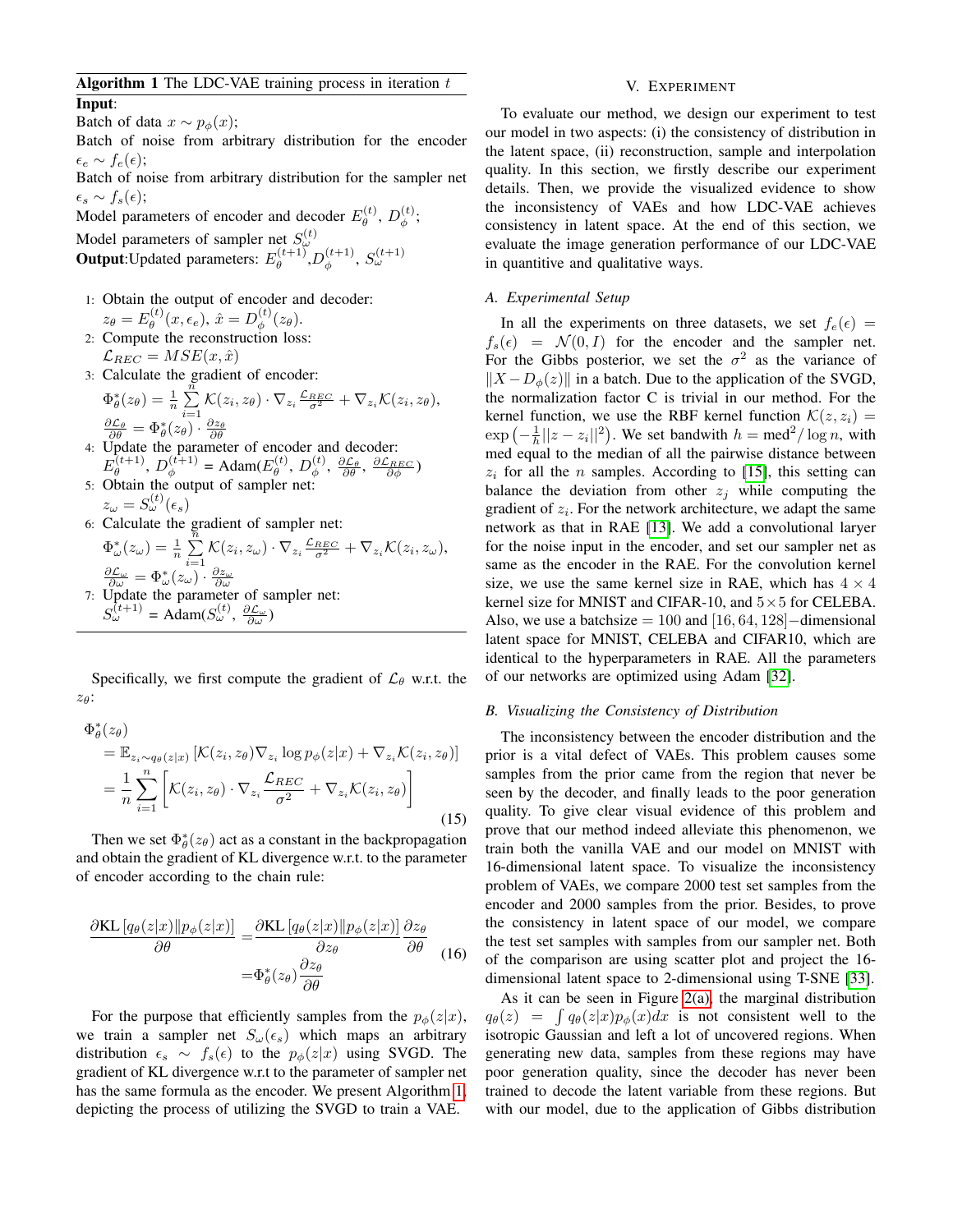**Algorithm 1** The LDC-VAE training process in iteration $t$

**Input**:

Batch of data $x \sim p_\phi(x)$;

Batch of noise from arbitrary distribution for the encoder $\epsilon_e \sim f_e(\epsilon)$;

Batch of noise from arbitrary distribution for the sampler net $\epsilon_s \sim f_s(\epsilon)$;

Model parameters of encoder and decoder $E_\theta^{(t)}$, $D_\phi^{(t)}$;

Model parameters of sampler net $S_\omega^{(t)}$

**Output**:Updated parameters: $E_\theta^{(t+1)}$,$D_\phi^{(t+1)}$, $S_\omega^{(t+1)}$

1: Obtain the output of encoder and decoder:
$z_\theta = E_\theta^{(t)}(x, \epsilon_e)$, $\hat{x} = D_\phi^{(t)}(z_\theta)$.

2: Compute the reconstruction loss:
$\mathcal{L}_{REC} = MSE(x, \hat{x})$

3: Calculate the gradient of encoder:
$\Phi_\theta^*(z_\theta) = \frac{1}{n}\sum_{i=1}^{n} \mathcal{K}(z_i, z_\theta) \cdot \nabla_{z_i} \frac{\mathcal{L}_{REC}}{\sigma^2} + \nabla_{z_i}\mathcal{K}(z_i, z_\theta)$,
$\frac{\partial \mathcal{L}_\theta}{\partial \theta} = \Phi_\theta^*(z_\theta) \cdot \frac{\partial z_\theta}{\partial \theta}$

4: Update the parameter of encoder and decoder:
$E_\theta^{(t+1)}$, $D_\phi^{(t+1)}$ = Adam($E_\theta^{(t)}$, $D_\phi^{(t)}$, $\frac{\partial \mathcal{L}_\theta}{\partial \theta}$, $\frac{\partial \mathcal{L}_{REC}}{\partial \phi}$)

5: Obtain the output of sampler net:
$z_\omega = S_\omega^{(t)}(\epsilon_s)$

6: Calculate the gradient of sampler net:
$\Phi_\omega^*(z_\omega) = \frac{1}{n}\sum_{i=1}^{n} \mathcal{K}(z_i, z_\omega) \cdot \nabla_{z_i} \frac{\mathcal{L}_{REC}}{\sigma^2} + \nabla_{z_i}\mathcal{K}(z_i, z_\omega)$,
$\frac{\partial \mathcal{L}_\omega}{\partial \omega} = \Phi_\omega^*(z_\omega) \cdot \frac{\partial z_\omega}{\partial \omega}$

7: Update the parameter of sampler net:
$S_\omega^{(t+1)}$ = Adam($S_\omega^{(t)}$, $\frac{\partial \mathcal{L}_\omega}{\partial \omega}$)

Specifically, we first compute the gradient of $\mathcal{L}_\theta$ w.r.t. the $z_\theta$:

$$
\begin{aligned}
&\Phi_\theta^*(z_\theta) \\
&= \mathbb{E}_{z_i \sim q_\theta(z|x)}\left[\mathcal{K}(z_i, z_\theta)\nabla_{z_i} \log p_\phi(z|x) + \nabla_{z_i}\mathcal{K}(z_i, z_\theta)\right] \\
&= \frac{1}{n}\sum_{i=1}^{n}\left[\mathcal{K}(z_i, z_\theta) \cdot \nabla_{z_i}\frac{\mathcal{L}_{REC}}{\sigma^2} + \nabla_{z_i}\mathcal{K}(z_i, z_\theta)\right]
\end{aligned} \tag{15}
$$

Then we set $\Phi_\theta^*(z_\theta)$ act as a constant in the backpropagation and obtain the gradient of KL divergence w.r.t. to the parameter of encoder according to the chain rule:

$$
\begin{aligned}
\frac{\partial \mathrm{KL}\left[q_\theta(z|x) \| p_\phi(z|x)\right]}{\partial \theta} &= \frac{\partial \mathrm{KL}\left[q_\theta(z|x) \| p_\phi(z|x)\right]}{\partial z_\theta}\frac{\partial z_\theta}{\partial \theta} \\
&= \Phi_\theta^*(z_\theta)\frac{\partial z_\theta}{\partial \theta}
\end{aligned} \tag{16}
$$

For the purpose that efficiently samples from the $p_\phi(z|x)$, we train a sampler net $S_\omega(\epsilon_s)$ which maps an arbitrary distribution $\epsilon_s \sim f_s(\epsilon)$ to the $p_\phi(z|x)$ using SVGD. The gradient of KL divergence w.r.t to the parameter of sampler net has the same formula as the encoder. We present Algorithm 1, depicting the process of utilizing the SVGD to train a VAE.

## V. Experiment

To evaluate our method, we design our experiment to test our model in two aspects: (i) the consistency of distribution in the latent space, (ii) reconstruction, sample and interpolation quality. In this section, we firstly describe our experiment details. Then, we provide the visualized evidence to show the inconsistency of VAEs and how LDC-VAE achieves consistency in latent space. At the end of this section, we evaluate the image generation performance of our LDC-VAE in quantitive and qualitative ways.

### *A. Experimental Setup*

In all the experiments on three datasets, we set $f_e(\epsilon) = f_s(\epsilon) = \mathcal{N}(0, I)$ for the encoder and the sampler net. For the Gibbs posterior, we set the $\sigma^2$ as the variance of $\|X - D_\phi(z)\|$ in a batch. Due to the application of the SVGD, the normalization factor C is trivial in our method. For the kernel function, we use the RBF kernel function $\mathcal{K}(z, z_i) = \exp\left(-\frac{1}{h}||z - z_i||^2\right)$. We set bandwith $h = \mathrm{med}^2/\log n$, with med equal to the median of all the pairwise distance between $z_i$ for all the $n$ samples. According to [15], this setting can balance the deviation from other $z_j$ while computing the gradient of $z_i$. For the network architecture, we adapt the same network as that in RAE [13]. We add a convolutional laryer for the noise input in the encoder, and set our sampler net as same as the encoder in the RAE. For the convolution kernel size, we use the same kernel size in RAE, which has $4 \times 4$ kernel size for MNIST and CIFAR-10, and $5 \times 5$ for CELEBA. Also, we use a batchsize $= 100$ and $[16, 64, 128]-$dimensional latent space for MNIST, CELEBA and CIFAR10, which are identical to the hyperparameters in RAE. All the parameters of our networks are optimized using Adam [32].

### *B. Visualizing the Consistency of Distribution*

The inconsistency between the encoder distribution and the prior is a vital defect of VAEs. This problem causes some samples from the prior came from the region that never be seen by the decoder, and finally leads to the poor generation quality. To give clear visual evidence of this problem and prove that our method indeed alleviate this phenomenon, we train both the vanilla VAE and our model on MNIST with 16-dimensional latent space. To visualize the inconsistency problem of VAEs, we compare 2000 test set samples from the encoder and 2000 samples from the prior. Besides, to prove the consistency in latent space of our model, we compare the test set samples with samples from our sampler net. Both of the comparison are using scatter plot and project the 16-dimensional latent space to 2-dimensional using T-SNE [33].

As it can be seen in Figure 2(a), the marginal distribution $q_\theta(z) = \int q_\theta(z|x)p_\phi(x)dx$ is not consistent well to the isotropic Gaussian and left a lot of uncovered regions. When generating new data, samples from these regions may have poor generation quality, since the decoder has never been trained to decode the latent variable from these regions. But with our model, due to the application of Gibbs distribution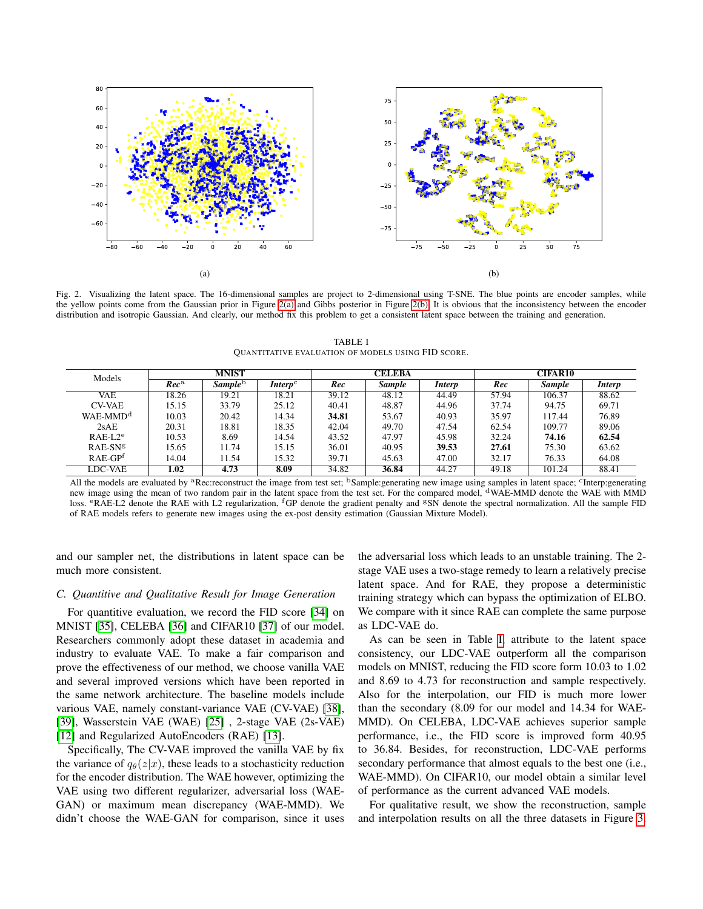Fig. 2. Visualizing the latent space. The 16-dimensional samples are project to 2-dimensional using T-SNE. The blue points are encoder samples, while the yellow points come from the Gaussian prior in Figure 2(a) and Gibbs posterior in Figure 2(b). It is obvious that the inconsistency between the encoder distribution and isotropic Gaussian. And clearly, our method fix this problem to get a consistent latent space between the training and generation.

TABLE I
QUANTITATIVE EVALUATION OF MODELS USING FID SCORE.

| Models | MNIST | | | CELEBA | | | CIFAR10 | | |
|---|---|---|---|---|---|---|---|---|---|
| | ***Rec***[a] | ***Sample***[b] | ***Interp***[c] | ***Rec*** | ***Sample*** | ***Interp*** | ***Rec*** | ***Sample*** | ***Interp*** |
| VAE | 18.26 | 19.21 | 18.21 | 39.12 | 48.12 | 44.49 | 57.94 | 106.37 | 88.62 |
| CV-VAE | 15.15 | 33.79 | 25.12 | 40.41 | 48.87 | 44.96 | 37.74 | 94.75 | 69.71 |
| WAE-MMD[d] | 10.03 | 20.42 | 14.34 | **34.81** | 53.67 | 40.93 | 35.97 | 117.44 | 76.89 |
| 2sAE | 20.31 | 18.81 | 18.35 | 42.04 | 49.70 | 47.54 | 62.54 | 109.77 | 89.06 |
| RAE-L2[e] | 10.53 | 8.69 | 14.54 | 43.52 | 47.97 | 45.98 | 32.24 | **74.16** | **62.54** |
| RAE-SN[g] | 15.65 | 11.74 | 15.15 | 36.01 | 40.95 | **39.53** | **27.61** | 75.30 | 63.62 |
| RAE-GP[f] | 14.04 | 11.54 | 15.32 | 39.71 | 45.63 | 47.00 | 32.17 | 76.33 | 64.08 |
| LDC-VAE | **1.02** | **4.73** | **8.09** | 34.82 | **36.84** | 44.27 | 49.18 | 101.24 | 88.41 |

All the models are evaluated by [a]Rec:reconstruct the image from test set; [b]Sample:generating new image using samples in latent space; [c]Interp:generating new image using the mean of two random pair in the latent space from the test set. For the compared model, [d]WAE-MMD denote the WAE with MMD loss. [e]RAE-L2 denote the RAE with L2 regularization, [f]GP denote the gradient penalty and [g]SN denote the spectral normalization. All the sample FID of RAE models refers to generate new images using the ex-post density estimation (Gaussian Mixture Model).

and our sampler net, the distributions in latent space can be much more consistent.

### C. Quantitive and Qualitative Result for Image Generation

For quantitive evaluation, we record the FID score [34] on MNIST [35], CELEBA [36] and CIFAR10 [37] of our model. Researchers commonly adopt these dataset in academia and industry to evaluate VAE. To make a fair comparison and prove the effectiveness of our method, we choose vanilla VAE and several improved versions which have been reported in the same network architecture. The baseline models include various VAE, namely constant-variance VAE (CV-VAE) [38], [39], Wasserstein VAE (WAE) [25] , 2-stage VAE (2s-VAE) [12] and Regularized AutoEncoders (RAE) [13].

Specifically, The CV-VAE improved the vanilla VAE by fix the variance of $q_\theta(z|x)$, these leads to a stochasticity reduction for the encoder distribution. The WAE however, optimizing the VAE using two different regularizer, adversarial loss (WAE-GAN) or maximum mean discrepancy (WAE-MMD). We didn't choose the WAE-GAN for comparison, since it uses the adversarial loss which leads to an unstable training. The 2-stage VAE uses a two-stage remedy to learn a relatively precise latent space. And for RAE, they propose a deterministic training strategy which can bypass the optimization of ELBO. We compare with it since RAE can complete the same purpose as LDC-VAE do.

As can be seen in Table I, attribute to the latent space consistency, our LDC-VAE outperform all the comparison models on MNIST, reducing the FID score form 10.03 to 1.02 and 8.69 to 4.73 for reconstruction and sample respectively. Also for the interpolation, our FID is much more lower than the secondary (8.09 for our model and 14.34 for WAE-MMD). On CELEBA, LDC-VAE achieves superior sample performance, i.e., the FID score is improved form 40.95 to 36.84. Besides, for reconstruction, LDC-VAE performs secondary performance that almost equals to the best one (i.e., WAE-MMD). On CIFAR10, our model obtain a similar level of performance as the current advanced VAE models.

For qualitative result, we show the reconstruction, sample and interpolation results on all the three datasets in Figure 3.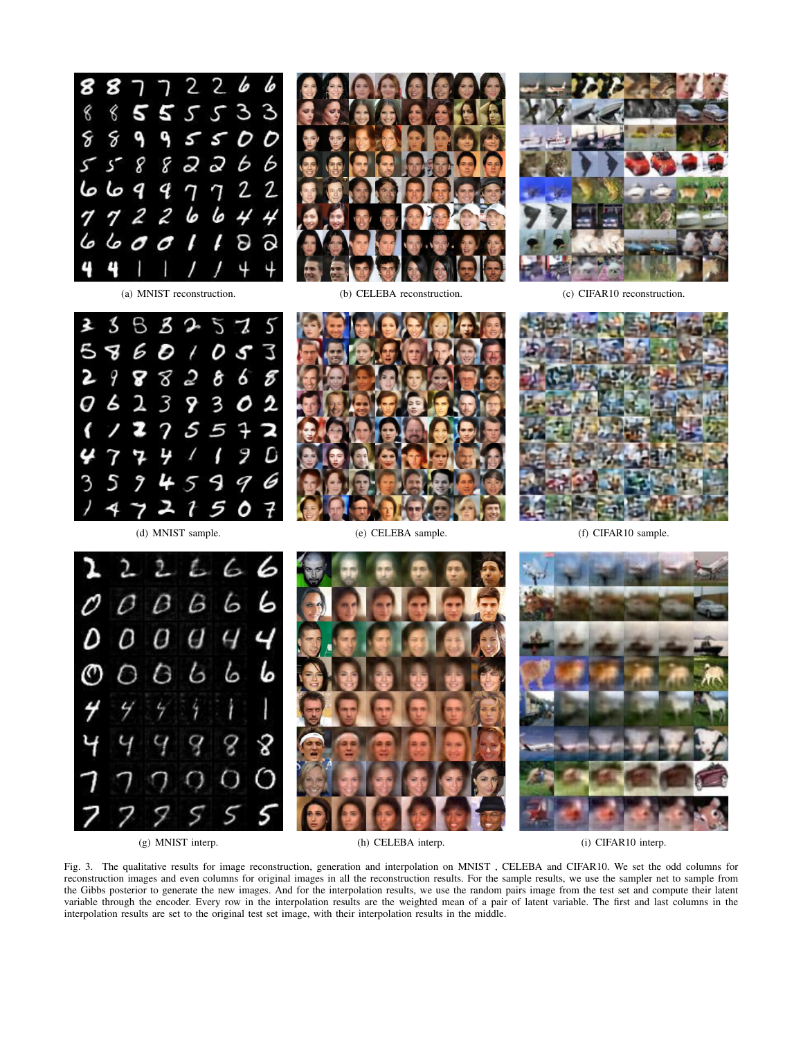(a) MNIST reconstruction.

(b) CELEBA reconstruction.

(c) CIFAR10 reconstruction.

(d) MNIST sample.

(e) CELEBA sample.

(f) CIFAR10 sample.

(g) MNIST interp.

(h) CELEBA interp.

(i) CIFAR10 interp.

Fig. 3. The qualitative results for image reconstruction, generation and interpolation on MNIST , CELEBA and CIFAR10. We set the odd columns for reconstruction images and even columns for original images in all the reconstruction results. For the sample results, we use the sampler net to sample from the Gibbs posterior to generate the new images. And for the interpolation results, we use the random pairs image from the test set and compute their latent variable through the encoder. Every row in the interpolation results are the weighted mean of a pair of latent variable. The first and last columns in the interpolation results are set to the original test set image, with their interpolation results in the middle.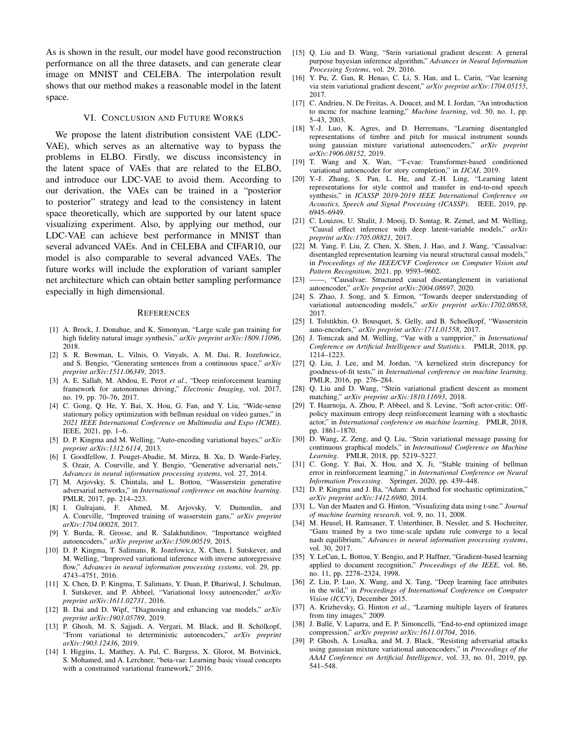As is shown in the result, our model have good reconstruction performance on all the three datasets, and can generate clear image on MNIST and CELEBA. The interpolation result shows that our method makes a reasonable model in the latent space.

## VI. Conclusion and Future Works

We propose the latent distribution consistent VAE (LDC-VAE), which serves as an alternative way to bypass the problems in ELBO. Firstly, we discuss inconsistency in the latent space of VAEs that are related to the ELBO, and introduce our LDC-VAE to avoid them. According to our derivation, the VAEs can be trained in a "posterior to posterior" strategy and lead to the consistency in latent space theoretically, which are supported by our latent space visualizing experiment. Also, by applying our method, our LDC-VAE can achieve best performance in MNIST than several advanced VAEs. And in CELEBA and CIFAR10, our model is also comparable to several advanced VAEs. The future works will include the exploration of variant sampler net architecture which can obtain better sampling performance especially in high dimensional.

## References

[1] A. Brock, J. Donahue, and K. Simonyan, "Large scale gan training for high fidelity natural image synthesis," *arXiv preprint arXiv:1809.11096*, 2018.

[2] S. R. Bowman, L. Vilnis, O. Vinyals, A. M. Dai, R. Jozefowicz, and S. Bengio, "Generating sentences from a continuous space," *arXiv preprint arXiv:1511.06349*, 2015.

[3] A. E. Sallab, M. Abdou, E. Perot *et al.*, "Deep reinforcement learning framework for autonomous driving," *Electronic Imaging*, vol. 2017, no. 19, pp. 70–76, 2017.

[4] C. Gong, Q. He, Y. Bai, X. Hou, G. Fan, and Y. Liu, "Wide-sense stationary policy optimization with bellman residual on video games," in *2021 IEEE International Conference on Multimedia and Expo (ICME)*. IEEE, 2021, pp. 1–6.

[5] D. P. Kingma and M. Welling, "Auto-encoding variational bayes," *arXiv preprint arXiv:1312.6114*, 2013.

[6] I. Goodfellow, J. Pouget-Abadie, M. Mirza, B. Xu, D. Warde-Farley, S. Ozair, A. Courville, and Y. Bengio, "Generative adversarial nets," *Advances in neural information processing systems*, vol. 27, 2014.

[7] M. Arjovsky, S. Chintala, and L. Bottou, "Wasserstein generative adversarial networks," in *International conference on machine learning*. PMLR, 2017, pp. 214–223.

[8] I. Gulrajani, F. Ahmed, M. Arjovsky, V. Dumoulin, and A. Courville, "Improved training of wasserstein gans," *arXiv preprint arXiv:1704.00028*, 2017.

[9] Y. Burda, R. Grosse, and R. Salakhutdinov, "Importance weighted autoencoders," *arXiv preprint arXiv:1509.00519*, 2015.

[10] D. P. Kingma, T. Salimans, R. Jozefowicz, X. Chen, I. Sutskever, and M. Welling, "Improved variational inference with inverse autoregressive flow," *Advances in neural information processing systems*, vol. 29, pp. 4743–4751, 2016.

[11] X. Chen, D. P. Kingma, T. Salimans, Y. Duan, P. Dhariwal, J. Schulman, I. Sutskever, and P. Abbeel, "Variational lossy autoencoder," *arXiv preprint arXiv:1611.02731*, 2016.

[12] B. Dai and D. Wipf, "Diagnosing and enhancing vae models," *arXiv preprint arXiv:1903.05789*, 2019.

[13] P. Ghosh, M. S. Sajjadi, A. Vergari, M. Black, and B. Schölkopf, "From variational to deterministic autoencoders," *arXiv preprint arXiv:1903.12436*, 2019.

[14] I. Higgins, L. Matthey, A. Pal, C. Burgess, X. Glorot, M. Botvinick, S. Mohamed, and A. Lerchner, "beta-vae: Learning basic visual concepts with a constrained variational framework," 2016.

[15] Q. Liu and D. Wang, "Stein variational gradient descent: A general purpose bayesian inference algorithm," *Advances in Neural Information Processing Systems*, vol. 29, 2016.

[16] Y. Pu, Z. Gan, R. Henao, C. Li, S. Han, and L. Carin, "Vae learning via stein variational gradient descent," *arXiv preprint arXiv:1704.05155*, 2017.

[17] C. Andrieu, N. De Freitas, A. Doucet, and M. I. Jordan, "An introduction to mcmc for machine learning," *Machine learning*, vol. 50, no. 1, pp. 5–43, 2003.

[18] Y.-J. Luo, K. Agres, and D. Herremans, "Learning disentangled representations of timbre and pitch for musical instrument sounds using gaussian mixture variational autoencoders," *arXiv preprint arXiv:1906.08152*, 2019.

[19] T. Wang and X. Wan, "T-cvae: Transformer-based conditioned variational autoencoder for story completion," in *IJCAI*, 2019.

[20] Y.-J. Zhang, S. Pan, L. He, and Z.-H. Ling, "Learning latent representations for style control and transfer in end-to-end speech synthesis," in *ICASSP 2019-2019 IEEE International Conference on Acoustics, Speech and Signal Processing (ICASSP)*. IEEE, 2019, pp. 6945–6949.

[21] C. Louizos, U. Shalit, J. Mooij, D. Sontag, R. Zemel, and M. Welling, "Causal effect inference with deep latent-variable models," *arXiv preprint arXiv:1705.08821*, 2017.

[22] M. Yang, F. Liu, Z. Chen, X. Shen, J. Hao, and J. Wang, "Causalvae: disentangled representation learning via neural structural causal models," in *Proceedings of the IEEE/CVF Conference on Computer Vision and Pattern Recognition*, 2021, pp. 9593–9602.

[23] ——, "Causalvae: Structured causal disentanglement in variational autoencoder," *arXiv preprint arXiv:2004.08697*, 2020.

[24] S. Zhao, J. Song, and S. Ermon, "Towards deeper understanding of variational autoencoding models," *arXiv preprint arXiv:1702.08658*, 2017.

[25] I. Tolstikhin, O. Bousquet, S. Gelly, and B. Schoelkopf, "Wasserstein auto-encoders," *arXiv preprint arXiv:1711.01558*, 2017.

[26] J. Tomczak and M. Welling, "Vae with a vampprior," in *International Conference on Artificial Intelligence and Statistics*. PMLR, 2018, pp. 1214–1223.

[27] Q. Liu, J. Lee, and M. Jordan, "A kernelized stein discrepancy for goodness-of-fit tests," in *International conference on machine learning*. PMLR, 2016, pp. 276–284.

[28] Q. Liu and D. Wang, "Stein variational gradient descent as moment matching," *arXiv preprint arXiv:1810.11693*, 2018.

[29] T. Haarnoja, A. Zhou, P. Abbeel, and S. Levine, "Soft actor-critic: Off-policy maximum entropy deep reinforcement learning with a stochastic actor," in *International conference on machine learning*. PMLR, 2018, pp. 1861–1870.

[30] D. Wang, Z. Zeng, and Q. Liu, "Stein variational message passing for continuous graphical models," in *International Conference on Machine Learning*. PMLR, 2018, pp. 5219–5227.

[31] C. Gong, Y. Bai, X. Hou, and X. Ji, "Stable training of bellman error in reinforcement learning," in *International Conference on Neural Information Processing*. Springer, 2020, pp. 439–448.

[32] D. P. Kingma and J. Ba, "Adam: A method for stochastic optimization," *arXiv preprint arXiv:1412.6980*, 2014.

[33] L. Van der Maaten and G. Hinton, "Visualizing data using t-sne." *Journal of machine learning research*, vol. 9, no. 11, 2008.

[34] M. Heusel, H. Ramsauer, T. Unterthiner, B. Nessler, and S. Hochreiter, "Gans trained by a two time-scale update rule converge to a local nash equilibrium," *Advances in neural information processing systems*, vol. 30, 2017.

[35] Y. LeCun, L. Bottou, Y. Bengio, and P. Haffner, "Gradient-based learning applied to document recognition," *Proceedings of the IEEE*, vol. 86, no. 11, pp. 2278–2324, 1998.

[36] Z. Liu, P. Luo, X. Wang, and X. Tang, "Deep learning face attributes in the wild," in *Proceedings of International Conference on Computer Vision (ICCV)*, December 2015.

[37] A. Krizhevsky, G. Hinton *et al.*, "Learning multiple layers of features from tiny images," 2009.

[38] J. Ballé, V. Laparra, and E. P. Simoncelli, "End-to-end optimized image compression," *arXiv preprint arXiv:1611.01704*, 2016.

[39] P. Ghosh, A. Losalka, and M. J. Black, "Resisting adversarial attacks using gaussian mixture variational autoencoders," in *Proceedings of the AAAI Conference on Artificial Intelligence*, vol. 33, no. 01, 2019, pp. 541–548.